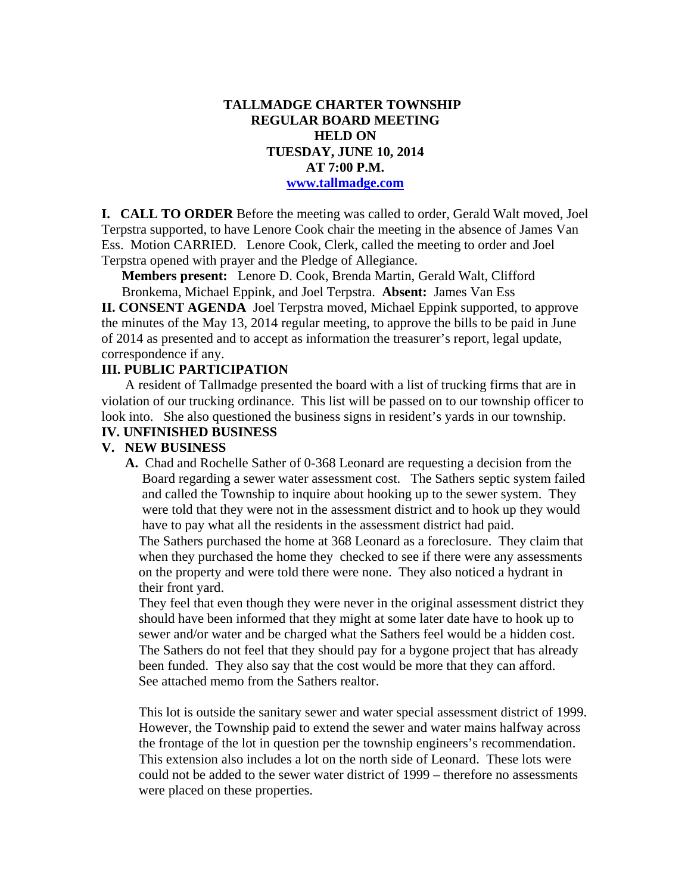# TALLMADGE CHARTER TOWNSHIP
## REGULAR BOARD MEETING
## HELD ON
## TUESDAY, JUNE 10, 2014
## AT 7:00 P.M.
[www.tallmadge.com](www.tallmadge.com)

**I. CALL TO ORDER** Before the meeting was called to order, Gerald Walt moved, Joel Terpstra supported, to have Lenore Cook chair the meeting in the absence of James Van Ess. Motion CARRIED. Lenore Cook, Clerk, called the meeting to order and Joel Terpstra opened with prayer and the Pledge of Allegiance.

**Members present:** Lenore D. Cook, Brenda Martin, Gerald Walt, Clifford Bronkema, Michael Eppink, and Joel Terpstra. **Absent:** James Van Ess

**II. CONSENT AGENDA** Joel Terpstra moved, Michael Eppink supported, to approve the minutes of the May 13, 2014 regular meeting, to approve the bills to be paid in June of 2014 as presented and to accept as information the treasurer's report, legal update, correspondence if any.

**III. PUBLIC PARTICIPATION**

A resident of Tallmadge presented the board with a list of trucking firms that are in violation of our trucking ordinance. This list will be passed on to our township officer to look into. She also questioned the business signs in resident's yards in our township.

**IV. UNFINISHED BUSINESS**

**V. NEW BUSINESS**

**A.** Chad and Rochelle Sather of 0-368 Leonard are requesting a decision from the Board regarding a sewer water assessment cost. The Sathers septic system failed and called the Township to inquire about hooking up to the sewer system. They were told that they were not in the assessment district and to hook up they would have to pay what all the residents in the assessment district had paid.

The Sathers purchased the home at 368 Leonard as a foreclosure. They claim that when they purchased the home they checked to see if there were any assessments on the property and were told there were none. They also noticed a hydrant in their front yard.

They feel that even though they were never in the original assessment district they should have been informed that they might at some later date have to hook up to sewer and/or water and be charged what the Sathers feel would be a hidden cost. The Sathers do not feel that they should pay for a bygone project that has already been funded. They also say that the cost would be more that they can afford. See attached memo from the Sathers realtor.

This lot is outside the sanitary sewer and water special assessment district of 1999. However, the Township paid to extend the sewer and water mains halfway across the frontage of the lot in question per the township engineers's recommendation. This extension also includes a lot on the north side of Leonard. These lots were could not be added to the sewer water district of 1999 – therefore no assessments were placed on these properties.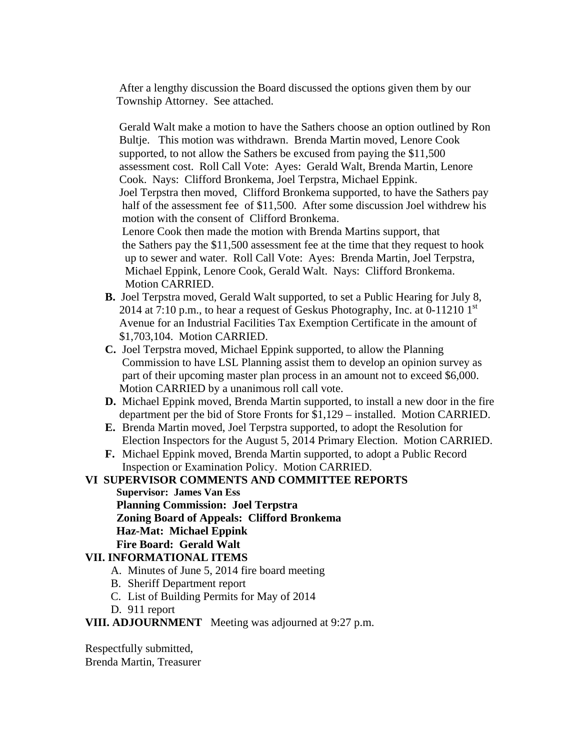After a lengthy discussion the Board discussed the options given them by our Township Attorney. See attached.

Gerald Walt make a motion to have the Sathers choose an option outlined by Ron Bultje. This motion was withdrawn. Brenda Martin moved, Lenore Cook supported, to not allow the Sathers be excused from paying the $11,500 assessment cost. Roll Call Vote: Ayes: Gerald Walt, Brenda Martin, Lenore Cook. Nays: Clifford Bronkema, Joel Terpstra, Michael Eppink.
Joel Terpstra then moved, Clifford Bronkema supported, to have the Sathers pay half of the assessment fee of $11,500. After some discussion Joel withdrew his motion with the consent of Clifford Bronkema.
Lenore Cook then made the motion with Brenda Martins support, that the Sathers pay the $11,500 assessment fee at the time that they request to hook up to sewer and water. Roll Call Vote: Ayes: Brenda Martin, Joel Terpstra, Michael Eppink, Lenore Cook, Gerald Walt. Nays: Clifford Bronkema. Motion CARRIED.

**B.** Joel Terpstra moved, Gerald Walt supported, to set a Public Hearing for July 8, 2014 at 7:10 p.m., to hear a request of Geskus Photography, Inc. at 0-11210 1st Avenue for an Industrial Facilities Tax Exemption Certificate in the amount of $1,703,104. Motion CARRIED.

**C.** Joel Terpstra moved, Michael Eppink supported, to allow the Planning Commission to have LSL Planning assist them to develop an opinion survey as part of their upcoming master plan process in an amount not to exceed $6,000. Motion CARRIED by a unanimous roll call vote.

**D.** Michael Eppink moved, Brenda Martin supported, to install a new door in the fire department per the bid of Store Fronts for $1,129 – installed. Motion CARRIED.

**E.** Brenda Martin moved, Joel Terpstra supported, to adopt the Resolution for Election Inspectors for the August 5, 2014 Primary Election. Motion CARRIED.

**F.** Michael Eppink moved, Brenda Martin supported, to adopt a Public Record Inspection or Examination Policy. Motion CARRIED.

## VI SUPERVISOR COMMENTS AND COMMITTEE REPORTS

**Supervisor: James Van Ess**
**Planning Commission: Joel Terpstra**
**Zoning Board of Appeals: Clifford Bronkema**
**Haz-Mat: Michael Eppink**
**Fire Board: Gerald Walt**

## VII. INFORMATIONAL ITEMS

A. Minutes of June 5, 2014 fire board meeting
B. Sheriff Department report
C. List of Building Permits for May of 2014
D. 911 report

**VIII. ADJOURNMENT** Meeting was adjourned at 9:27 p.m.

Respectfully submitted,
Brenda Martin, Treasurer